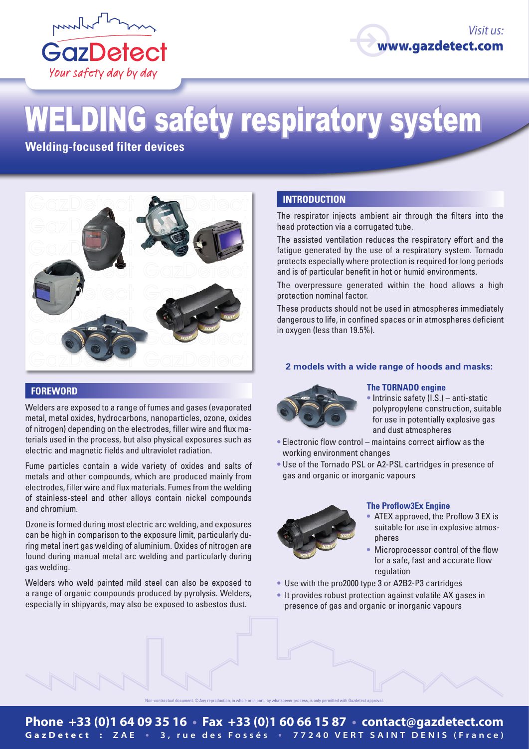GazDetect

*Your safety day by day*

*Visit us:* **www.gazdetect.com**

# WELDING safety respiratory system

**Welding-focused filter devices**

## FOREWORD

Welders are exposed to a range of fumes and gases (evaporated metal, metal oxides, hydrocarbons, nanoparticles, ozone, oxides of nitrogen) depending on the electrodes, filler wire and flux materials used in the process, but also physical exposures such as electric and magnetic fields and ultraviolet radiation.

Fume particles contain a wide variety of oxides and salts of metals and other compounds, which are produced mainly from electrodes, filler wire and flux materials. Fumes from the welding of stainless-steel and other alloys contain nickel compounds and chromium.

Ozone is formed during most electric arc welding, and exposures can be high in comparison to the exposure limit, particularly during metal inert gas welding of aluminium. Oxides of nitrogen are found during manual metal arc welding and particularly during gas welding.

Welders who weld painted mild steel can also be exposed to a range of organic compounds produced by pyrolysis. Welders, especially in shipyards, may also be exposed to asbestos dust.

## INTRODUCTION

The respirator injects ambient air through the filters into the head protection via a corrugated tube.

The assisted ventilation reduces the respiratory effort and the fatigue generated by the use of a respiratory system. Tornado protects especially where protection is required for long periods and is of particular benefit in hot or humid environments.

The overpressure generated within the hood allows a high protection nominal factor.

These products should not be used in atmospheres immediately dangerous to life, in confined spaces or in atmospheres deficient in oxygen (less than 19.5%).

### 2 models with a wide range of hoods and masks:

#### The TORNADO engine

- Intrinsic safety (I.S.) – anti-static polypropylene construction, suitable for use in potentially explosive gas and dust atmospheres
- Electronic flow control – maintains correct airflow as the working environment changes
- Use of the Tornado PSL or A2-PSL cartridges in presence of gas and organic or inorganic vapours

#### The Proflow3Ex Engine

- ATEX approved, the Proflow 3 EX is suitable for use in explosive atmospheres
- Microprocessor control of the flow for a safe, fast and accurate flow regulation
- Use with the pro2000 type 3 or A2B2-P3 cartridges
- It provides robust protection against volatile AX gases in presence of gas and organic or inorganic vapours

Non-contractual document. © Any reproduction, in whole or in part, by whatsoever process, is only permitted with Gazdetect approval.

**Phone +33 (0)1 64 09 35 16 • Fax +33 (0)1 60 66 15 87 • contact@gazdetect.com**

**GazDetect : ZAE • 3, rue des Fossés • 77240 VERT SAINT DENIS (France)**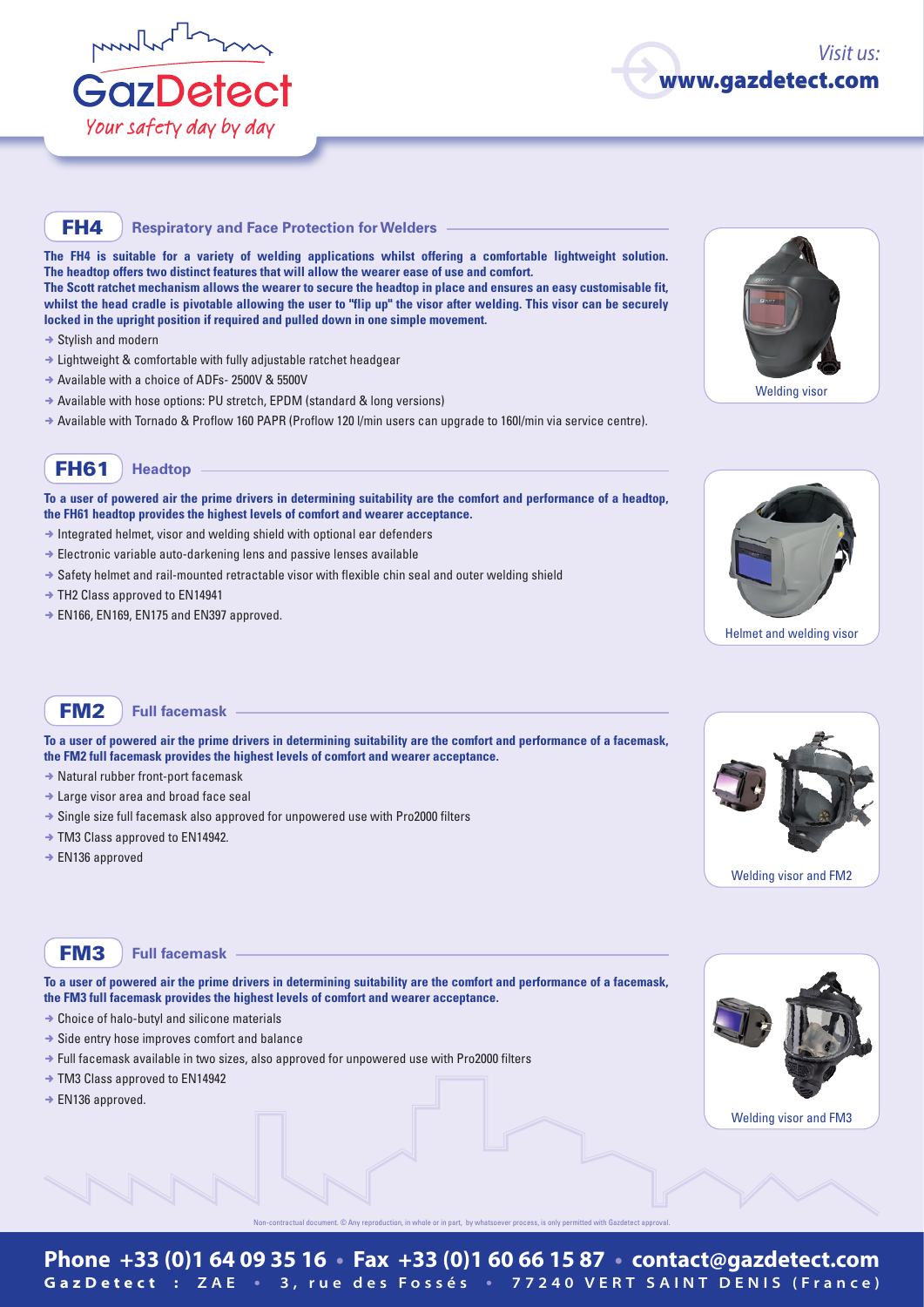## FH4 Respiratory and Face Protection for Welders

**The FH4 is suitable for a variety of welding applications whilst offering a comfortable lightweight solution. The headtop offers two distinct features that will allow the wearer ease of use and comfort.**
**The Scott ratchet mechanism allows the wearer to secure the headtop in place and ensures an easy customisable fit, whilst the head cradle is pivotable allowing the user to "flip up" the visor after welding. This visor can be securely locked in the upright position if required and pulled down in one simple movement.**

- Stylish and modern
- Lightweight & comfortable with fully adjustable ratchet headgear
- Available with a choice of ADFs- 2500V & 5500V
- Available with hose options: PU stretch, EPDM (standard & long versions)
- Available with Tornado & Proflow 160 PAPR (Proflow 120 l/min users can upgrade to 160l/min via service centre).

Welding visor

## FH61 Headtop

**To a user of powered air the prime drivers in determining suitability are the comfort and performance of a headtop, the FH61 headtop provides the highest levels of comfort and wearer acceptance.**

- Integrated helmet, visor and welding shield with optional ear defenders
- Electronic variable auto-darkening lens and passive lenses available
- Safety helmet and rail-mounted retractable visor with flexible chin seal and outer welding shield
- TH2 Class approved to EN14941
- EN166, EN169, EN175 and EN397 approved.

Helmet and welding visor

## FM2 Full facemask

**To a user of powered air the prime drivers in determining suitability are the comfort and performance of a facemask, the FM2 full facemask provides the highest levels of comfort and wearer acceptance.**

- Natural rubber front-port facemask
- Large visor area and broad face seal
- Single size full facemask also approved for unpowered use with Pro2000 filters
- TM3 Class approved to EN14942.
- EN136 approved

Welding visor and FM2

## FM3 Full facemask

**To a user of powered air the prime drivers in determining suitability are the comfort and performance of a facemask, the FM3 full facemask provides the highest levels of comfort and wearer acceptance.**

- Choice of halo-butyl and silicone materials
- Side entry hose improves comfort and balance
- Full facemask available in two sizes, also approved for unpowered use with Pro2000 filters
- TM3 Class approved to EN14942
- EN136 approved.

Welding visor and FM3

Non-contractual document. © Any reproduction, in whole or in part, by whatsoever process, is only permitted with Gazdetect approval.